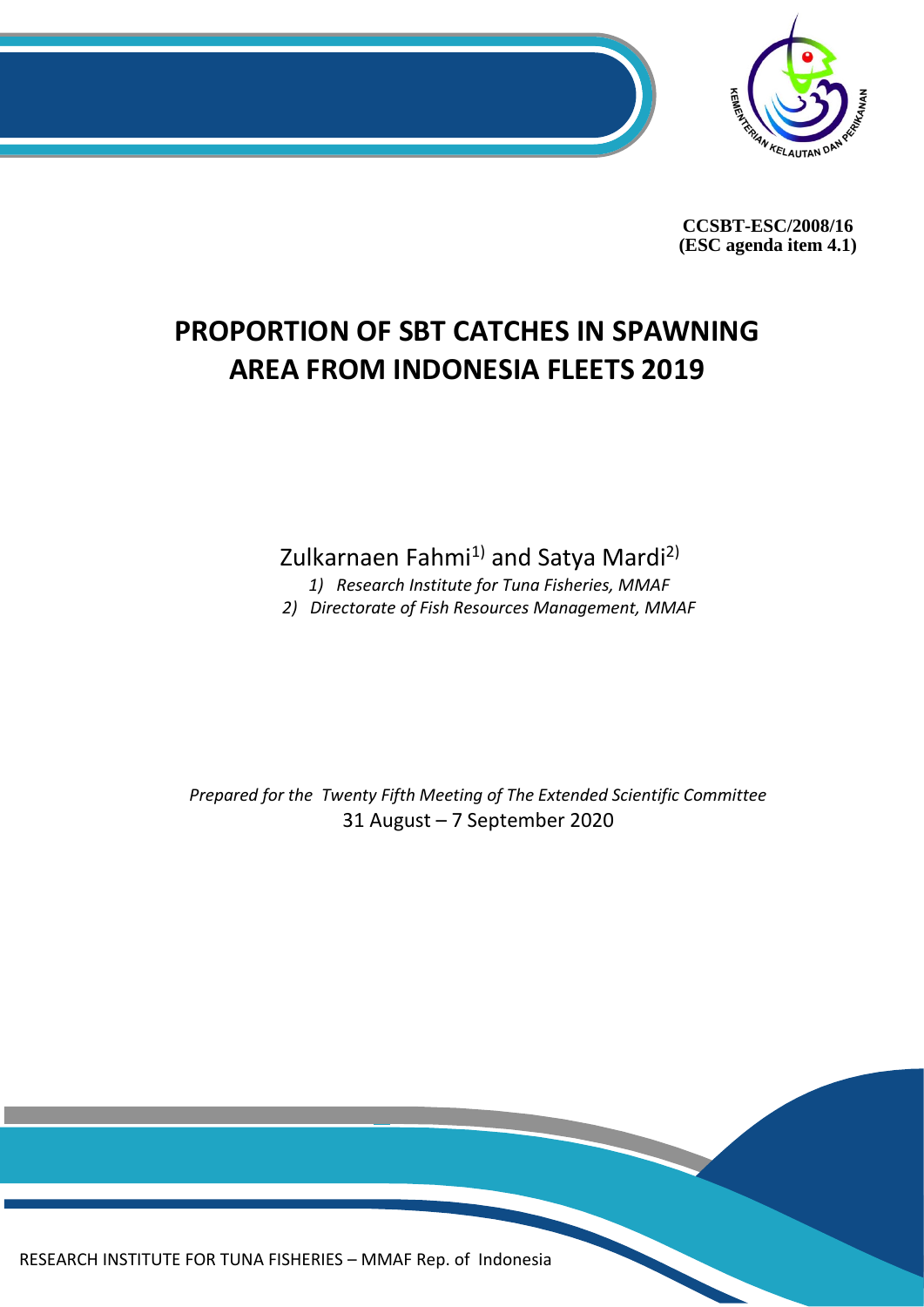**CCSBT-ESC/2008/16**
**(ESC agenda item 4.1)**

# PROPORTION OF SBT CATCHES IN SPAWNING AREA FROM INDONESIA FLEETS 2019

Zulkarnaen Fahmi[1] and Satya Mardi[2]

*1) Research Institute for Tuna Fisheries, MMAF*
*2) Directorate of Fish Resources Management, MMAF*

*Prepared for the Twenty Fifth Meeting of The Extended Scientific Committee*
31 August – 7 September 2020

RESEARCH INSTITUTE FOR TUNA FISHERIES – MMAF Rep. of Indonesia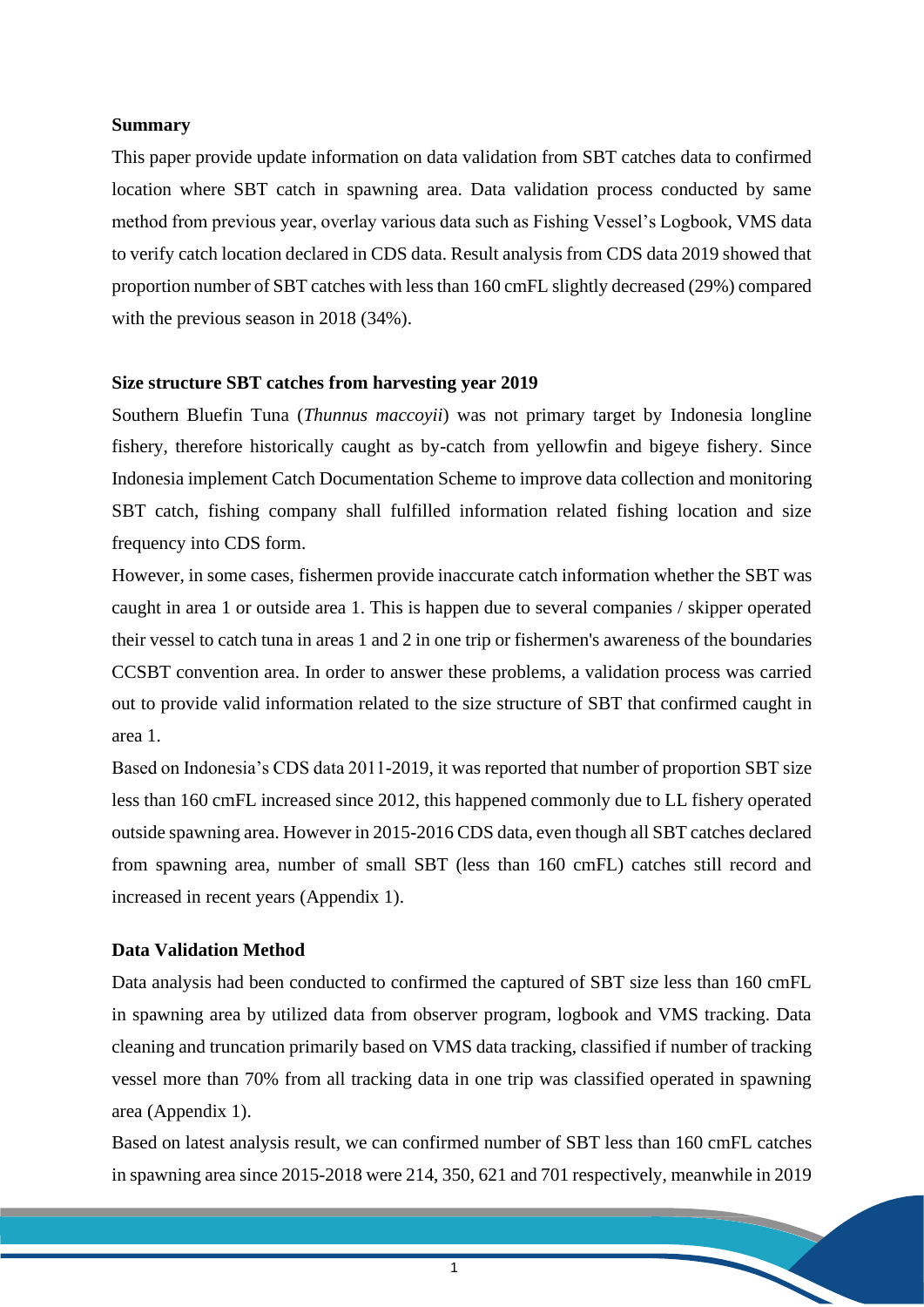**Summary**

This paper provide update information on data validation from SBT catches data to confirmed location where SBT catch in spawning area. Data validation process conducted by same method from previous year, overlay various data such as Fishing Vessel's Logbook, VMS data to verify catch location declared in CDS data. Result analysis from CDS data 2019 showed that proportion number of SBT catches with less than 160 cmFL slightly decreased (29%) compared with the previous season in 2018 (34%).

**Size structure SBT catches from harvesting year 2019**

Southern Bluefin Tuna (*Thunnus maccoyii*) was not primary target by Indonesia longline fishery, therefore historically caught as by-catch from yellowfin and bigeye fishery. Since Indonesia implement Catch Documentation Scheme to improve data collection and monitoring SBT catch, fishing company shall fulfilled information related fishing location and size frequency into CDS form.

However, in some cases, fishermen provide inaccurate catch information whether the SBT was caught in area 1 or outside area 1. This is happen due to several companies / skipper operated their vessel to catch tuna in areas 1 and 2 in one trip or fishermen's awareness of the boundaries CCSBT convention area. In order to answer these problems, a validation process was carried out to provide valid information related to the size structure of SBT that confirmed caught in area 1.

Based on Indonesia's CDS data 2011-2019, it was reported that number of proportion SBT size less than 160 cmFL increased since 2012, this happened commonly due to LL fishery operated outside spawning area. However in 2015-2016 CDS data, even though all SBT catches declared from spawning area, number of small SBT (less than 160 cmFL) catches still record and increased in recent years (Appendix 1).

**Data Validation Method**

Data analysis had been conducted to confirmed the captured of SBT size less than 160 cmFL in spawning area by utilized data from observer program, logbook and VMS tracking. Data cleaning and truncation primarily based on VMS data tracking, classified if number of tracking vessel more than 70% from all tracking data in one trip was classified operated in spawning area (Appendix 1).

Based on latest analysis result, we can confirmed number of SBT less than 160 cmFL catches in spawning area since 2015-2018 were 214, 350, 621 and 701 respectively, meanwhile in 2019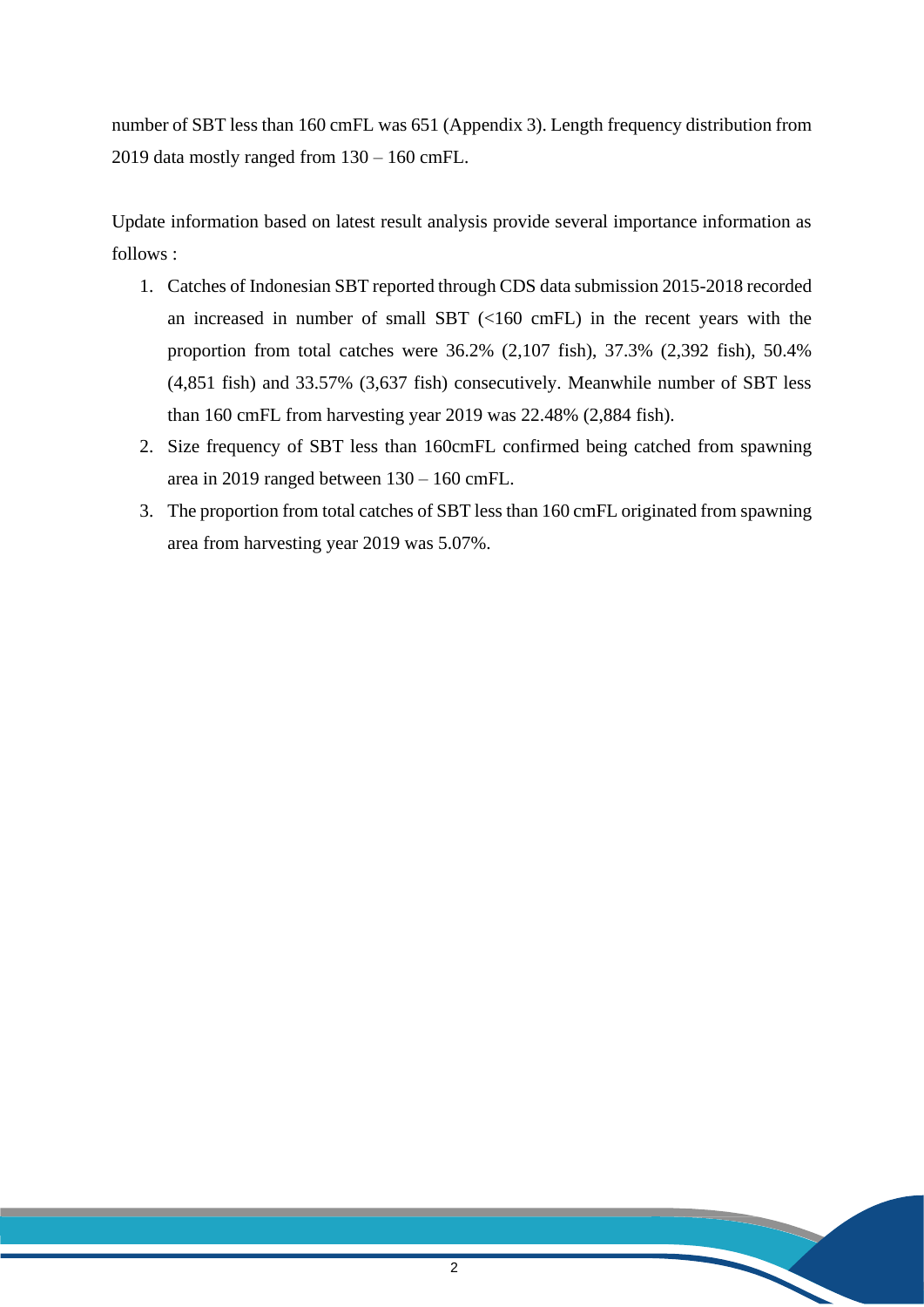number of SBT less than 160 cmFL was 651 (Appendix 3). Length frequency distribution from 2019 data mostly ranged from 130 – 160 cmFL.

Update information based on latest result analysis provide several importance information as follows :

1. Catches of Indonesian SBT reported through CDS data submission 2015-2018 recorded an increased in number of small SBT (<160 cmFL) in the recent years with the proportion from total catches were 36.2% (2,107 fish), 37.3% (2,392 fish), 50.4% (4,851 fish) and 33.57% (3,637 fish) consecutively. Meanwhile number of SBT less than 160 cmFL from harvesting year 2019 was 22.48% (2,884 fish).
2. Size frequency of SBT less than 160cmFL confirmed being catched from spawning area in 2019 ranged between 130 – 160 cmFL.
3. The proportion from total catches of SBT less than 160 cmFL originated from spawning area from harvesting year 2019 was 5.07%.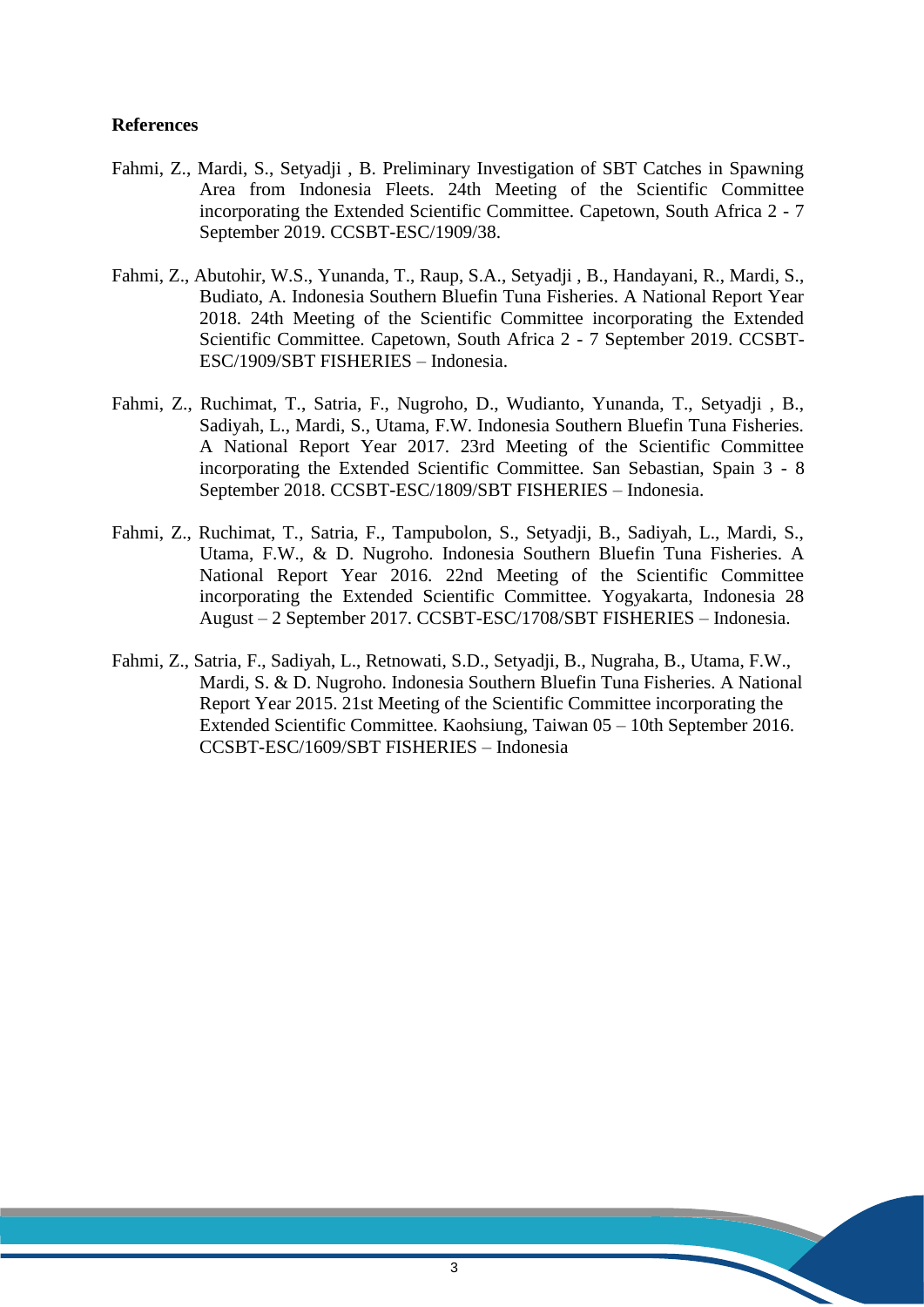**References**

Fahmi, Z., Mardi, S., Setyadji , B. Preliminary Investigation of SBT Catches in Spawning Area from Indonesia Fleets. 24th Meeting of the Scientific Committee incorporating the Extended Scientific Committee. Capetown, South Africa 2 - 7 September 2019. CCSBT-ESC/1909/38.

Fahmi, Z., Abutohir, W.S., Yunanda, T., Raup, S.A., Setyadji , B., Handayani, R., Mardi, S., Budiato, A. Indonesia Southern Bluefin Tuna Fisheries. A National Report Year 2018. 24th Meeting of the Scientific Committee incorporating the Extended Scientific Committee. Capetown, South Africa 2 - 7 September 2019. CCSBT-ESC/1909/SBT FISHERIES – Indonesia.

Fahmi, Z., Ruchimat, T., Satria, F., Nugroho, D., Wudianto, Yunanda, T., Setyadji , B., Sadiyah, L., Mardi, S., Utama, F.W. Indonesia Southern Bluefin Tuna Fisheries. A National Report Year 2017. 23rd Meeting of the Scientific Committee incorporating the Extended Scientific Committee. San Sebastian, Spain 3 - 8 September 2018. CCSBT-ESC/1809/SBT FISHERIES – Indonesia.

Fahmi, Z., Ruchimat, T., Satria, F., Tampubolon, S., Setyadji, B., Sadiyah, L., Mardi, S., Utama, F.W., & D. Nugroho. Indonesia Southern Bluefin Tuna Fisheries. A National Report Year 2016. 22nd Meeting of the Scientific Committee incorporating the Extended Scientific Committee. Yogyakarta, Indonesia 28 August – 2 September 2017. CCSBT-ESC/1708/SBT FISHERIES – Indonesia.

Fahmi, Z., Satria, F., Sadiyah, L., Retnowati, S.D., Setyadji, B., Nugraha, B., Utama, F.W., Mardi, S. & D. Nugroho. Indonesia Southern Bluefin Tuna Fisheries. A National Report Year 2015. 21st Meeting of the Scientific Committee incorporating the Extended Scientific Committee. Kaohsiung, Taiwan 05 – 10th September 2016. CCSBT-ESC/1609/SBT FISHERIES – Indonesia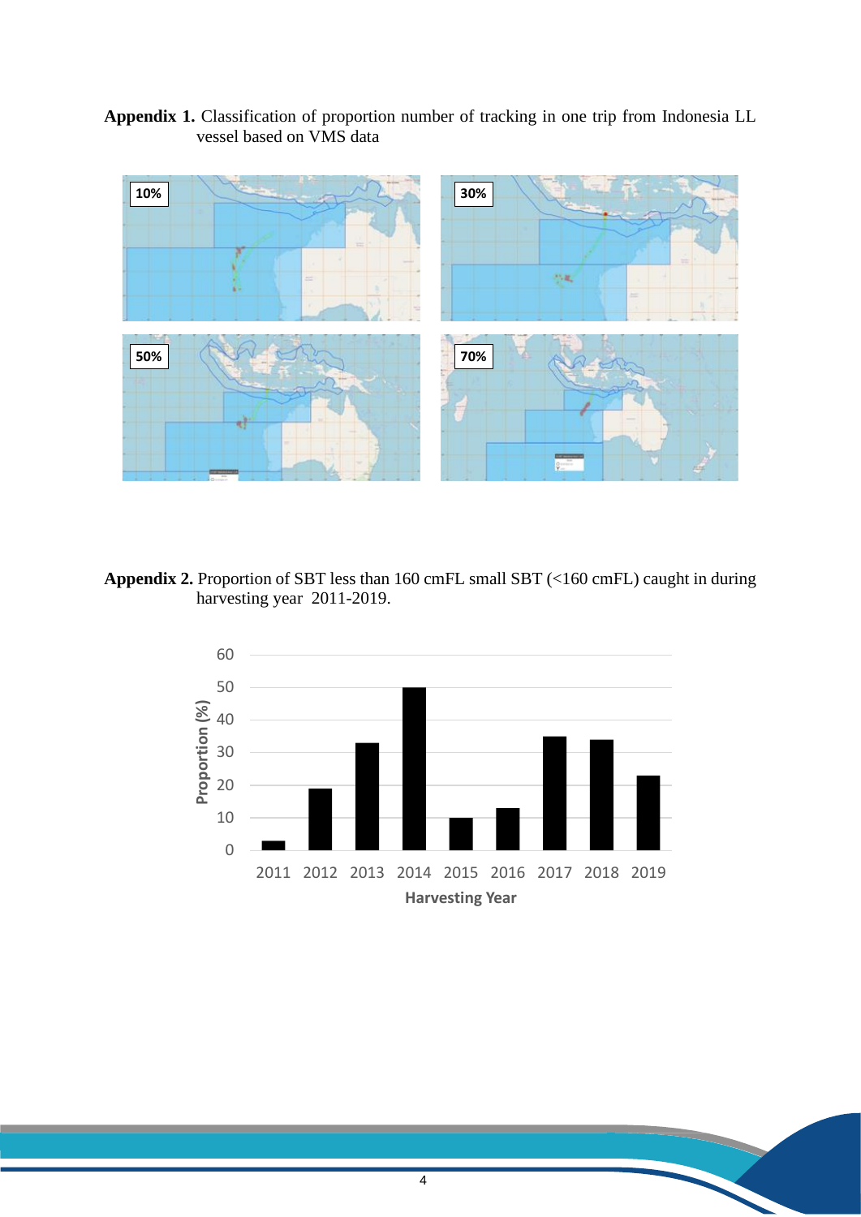**Appendix 1.** Classification of proportion number of tracking in one trip from Indonesia LL vessel based on VMS data

**Appendix 2.** Proportion of SBT less than 160 cmFL small SBT (<160 cmFL) caught in during harvesting year 2011-2019.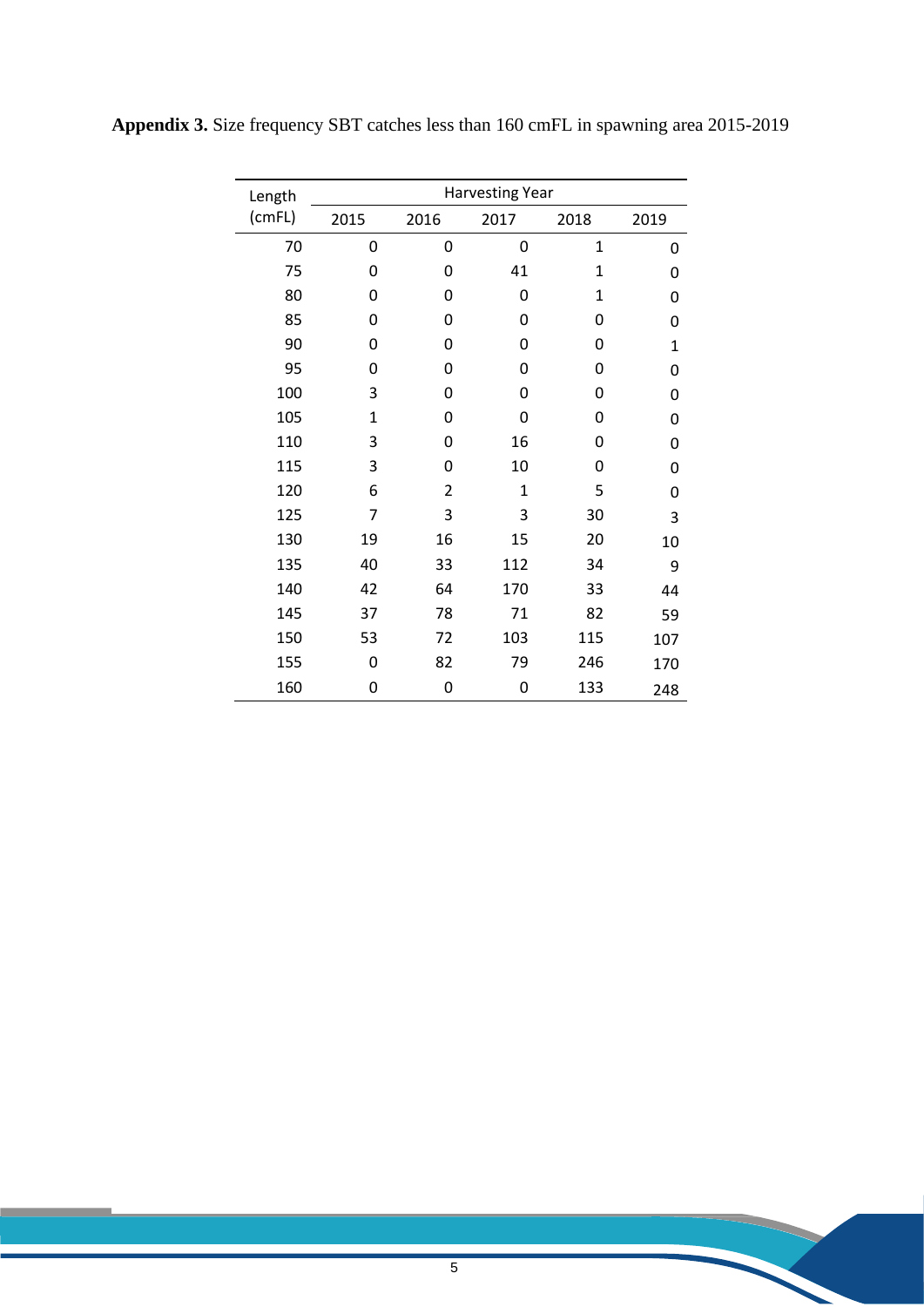**Appendix 3.** Size frequency SBT catches less than 160 cmFL in spawning area 2015-2019

| Length (cmFL) | Harvesting Year | | | | |
|---|---|---|---|---|---|
| | 2015 | 2016 | 2017 | 2018 | 2019 |
| 70 | 0 | 0 | 0 | 1 | 0 |
| 75 | 0 | 0 | 41 | 1 | 0 |
| 80 | 0 | 0 | 0 | 1 | 0 |
| 85 | 0 | 0 | 0 | 0 | 0 |
| 90 | 0 | 0 | 0 | 0 | 1 |
| 95 | 0 | 0 | 0 | 0 | 0 |
| 100 | 3 | 0 | 0 | 0 | 0 |
| 105 | 1 | 0 | 0 | 0 | 0 |
| 110 | 3 | 0 | 16 | 0 | 0 |
| 115 | 3 | 0 | 10 | 0 | 0 |
| 120 | 6 | 2 | 1 | 5 | 0 |
| 125 | 7 | 3 | 3 | 30 | 3 |
| 130 | 19 | 16 | 15 | 20 | 10 |
| 135 | 40 | 33 | 112 | 34 | 9 |
| 140 | 42 | 64 | 170 | 33 | 44 |
| 145 | 37 | 78 | 71 | 82 | 59 |
| 150 | 53 | 72 | 103 | 115 | 107 |
| 155 | 0 | 82 | 79 | 246 | 170 |
| 160 | 0 | 0 | 0 | 133 | 248 |